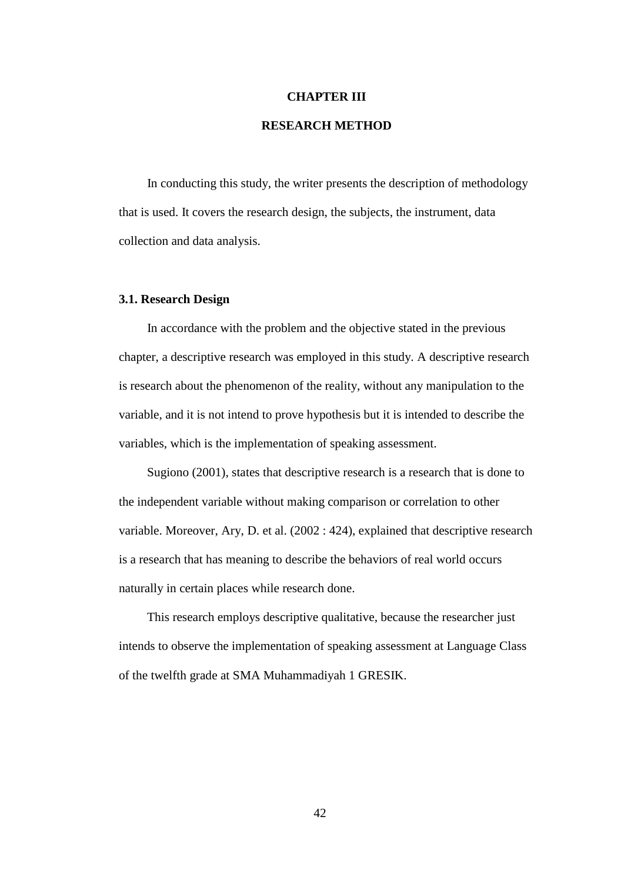# CHAPTER III

# RESEARCH METHOD

In conducting this study, the writer presents the description of methodology that is used. It covers the research design, the subjects, the instrument, data collection and data analysis.

## 3.1. Research Design

In accordance with the problem and the objective stated in the previous chapter, a descriptive research was employed in this study. A descriptive research is research about the phenomenon of the reality, without any manipulation to the variable, and it is not intend to prove hypothesis but it is intended to describe the variables, which is the implementation of speaking assessment.

Sugiono (2001), states that descriptive research is a research that is done to the independent variable without making comparison or correlation to other variable. Moreover, Ary, D. et al. (2002 : 424), explained that descriptive research is a research that has meaning to describe the behaviors of real world occurs naturally in certain places while research done.

This research employs descriptive qualitative, because the researcher just intends to observe the implementation of speaking assessment at Language Class of the twelfth grade at SMA Muhammadiyah 1 GRESIK.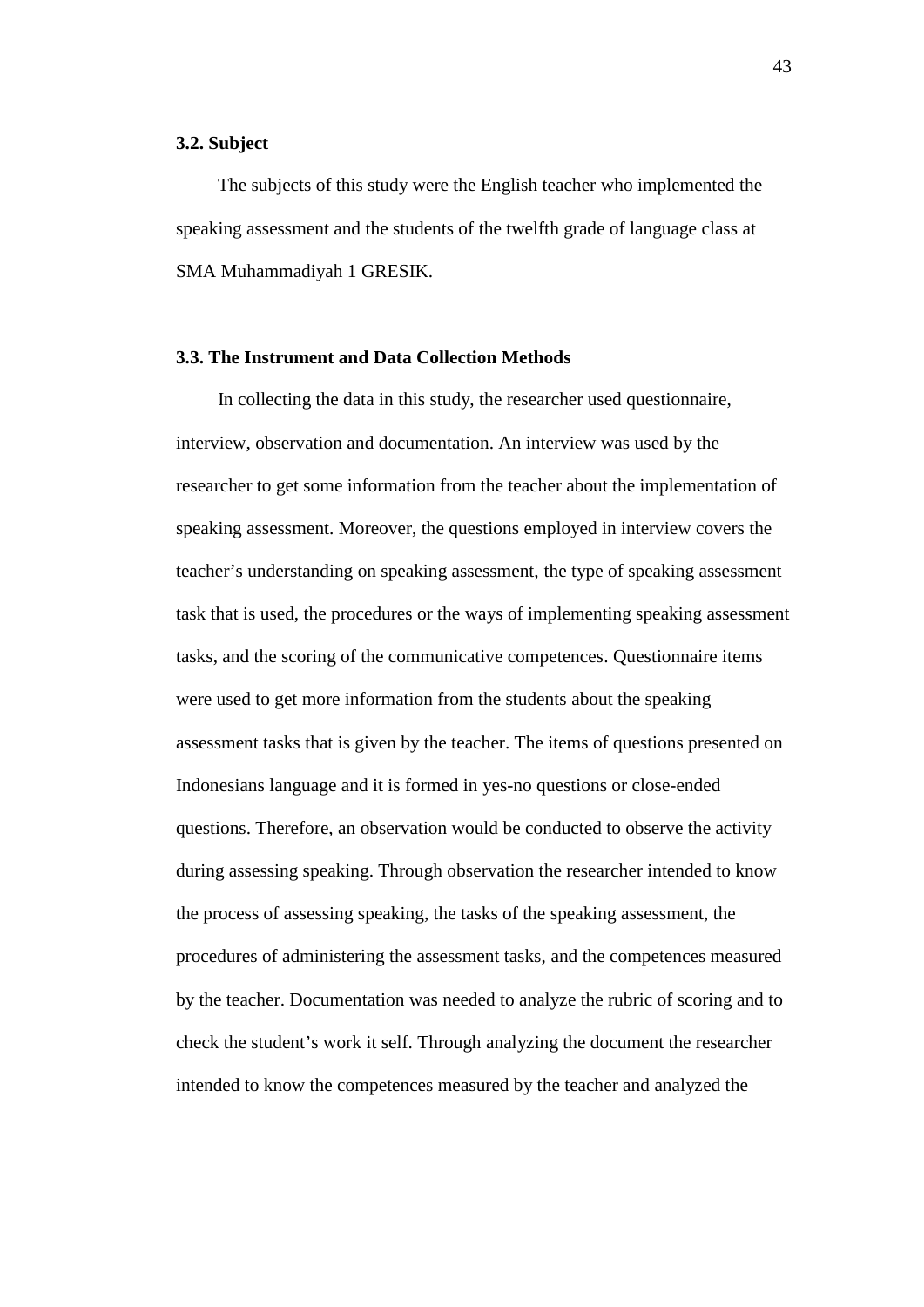### 3.2. Subject

The subjects of this study were the English teacher who implemented the speaking assessment and the students of the twelfth grade of language class at SMA Muhammadiyah 1 GRESIK.

### 3.3. The Instrument and Data Collection Methods

In collecting the data in this study, the researcher used questionnaire, interview, observation and documentation. An interview was used by the researcher to get some information from the teacher about the implementation of speaking assessment. Moreover, the questions employed in interview covers the teacher's understanding on speaking assessment, the type of speaking assessment task that is used, the procedures or the ways of implementing speaking assessment tasks, and the scoring of the communicative competences. Questionnaire items were used to get more information from the students about the speaking assessment tasks that is given by the teacher. The items of questions presented on Indonesians language and it is formed in yes-no questions or close-ended questions. Therefore, an observation would be conducted to observe the activity during assessing speaking. Through observation the researcher intended to know the process of assessing speaking, the tasks of the speaking assessment, the procedures of administering the assessment tasks, and the competences measured by the teacher. Documentation was needed to analyze the rubric of scoring and to check the student's work it self. Through analyzing the document the researcher intended to know the competences measured by the teacher and analyzed the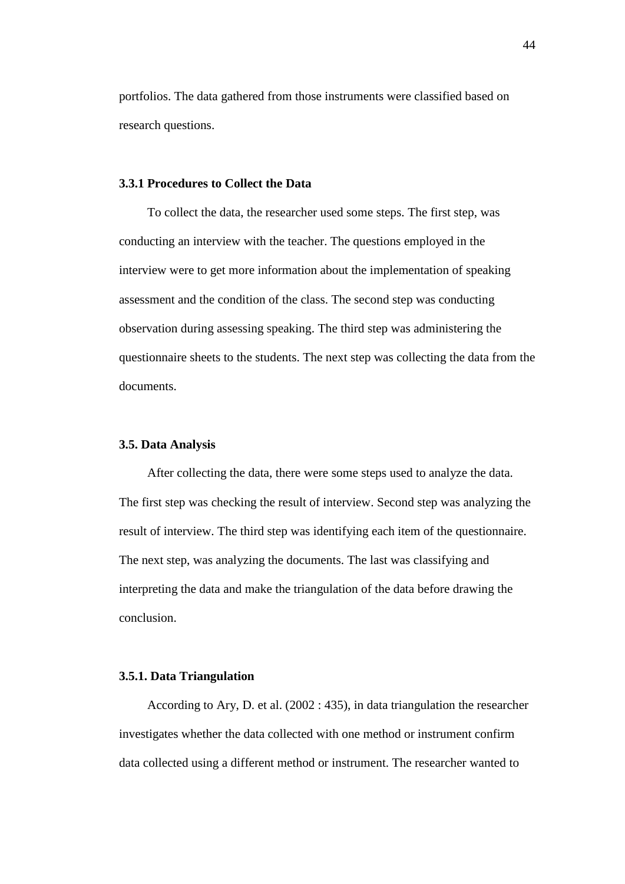portfolios. The data gathered from those instruments were classified based on research questions.

### 3.3.1 Procedures to Collect the Data

To collect the data, the researcher used some steps. The first step, was conducting an interview with the teacher. The questions employed in the interview were to get more information about the implementation of speaking assessment and the condition of the class. The second step was conducting observation during assessing speaking. The third step was administering the questionnaire sheets to the students. The next step was collecting the data from the documents.

## 3.5. Data Analysis

After collecting the data, there were some steps used to analyze the data. The first step was checking the result of interview. Second step was analyzing the result of interview. The third step was identifying each item of the questionnaire. The next step, was analyzing the documents. The last was classifying and interpreting the data and make the triangulation of the data before drawing the conclusion.

### 3.5.1. Data Triangulation

According to Ary, D. et al. (2002 : 435), in data triangulation the researcher investigates whether the data collected with one method or instrument confirm data collected using a different method or instrument. The researcher wanted to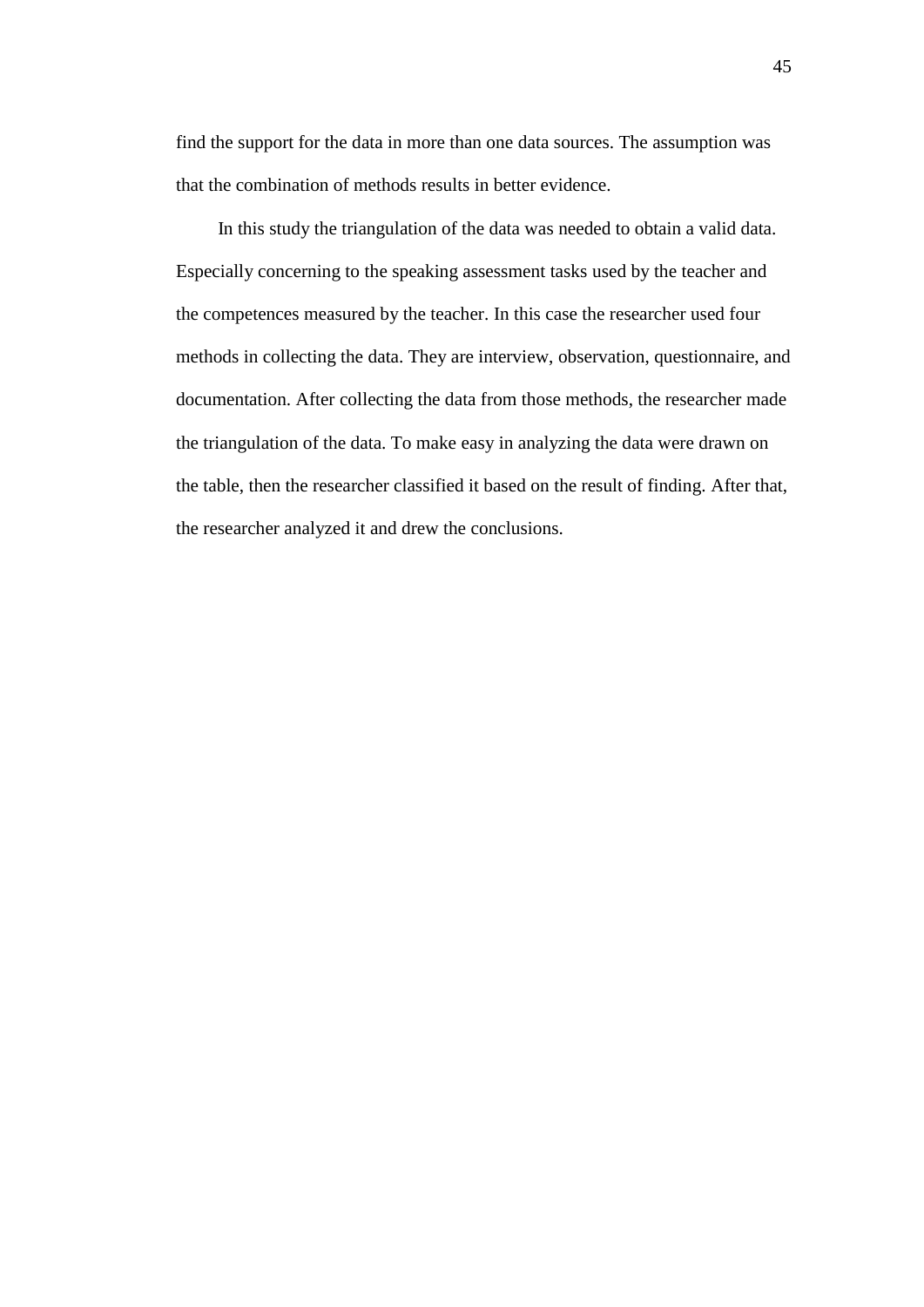find the support for the data in more than one data sources. The assumption was that the combination of methods results in better evidence.

In this study the triangulation of the data was needed to obtain a valid data. Especially concerning to the speaking assessment tasks used by the teacher and the competences measured by the teacher. In this case the researcher used four methods in collecting the data. They are interview, observation, questionnaire, and documentation. After collecting the data from those methods, the researcher made the triangulation of the data. To make easy in analyzing the data were drawn on the table, then the researcher classified it based on the result of finding. After that, the researcher analyzed it and drew the conclusions.